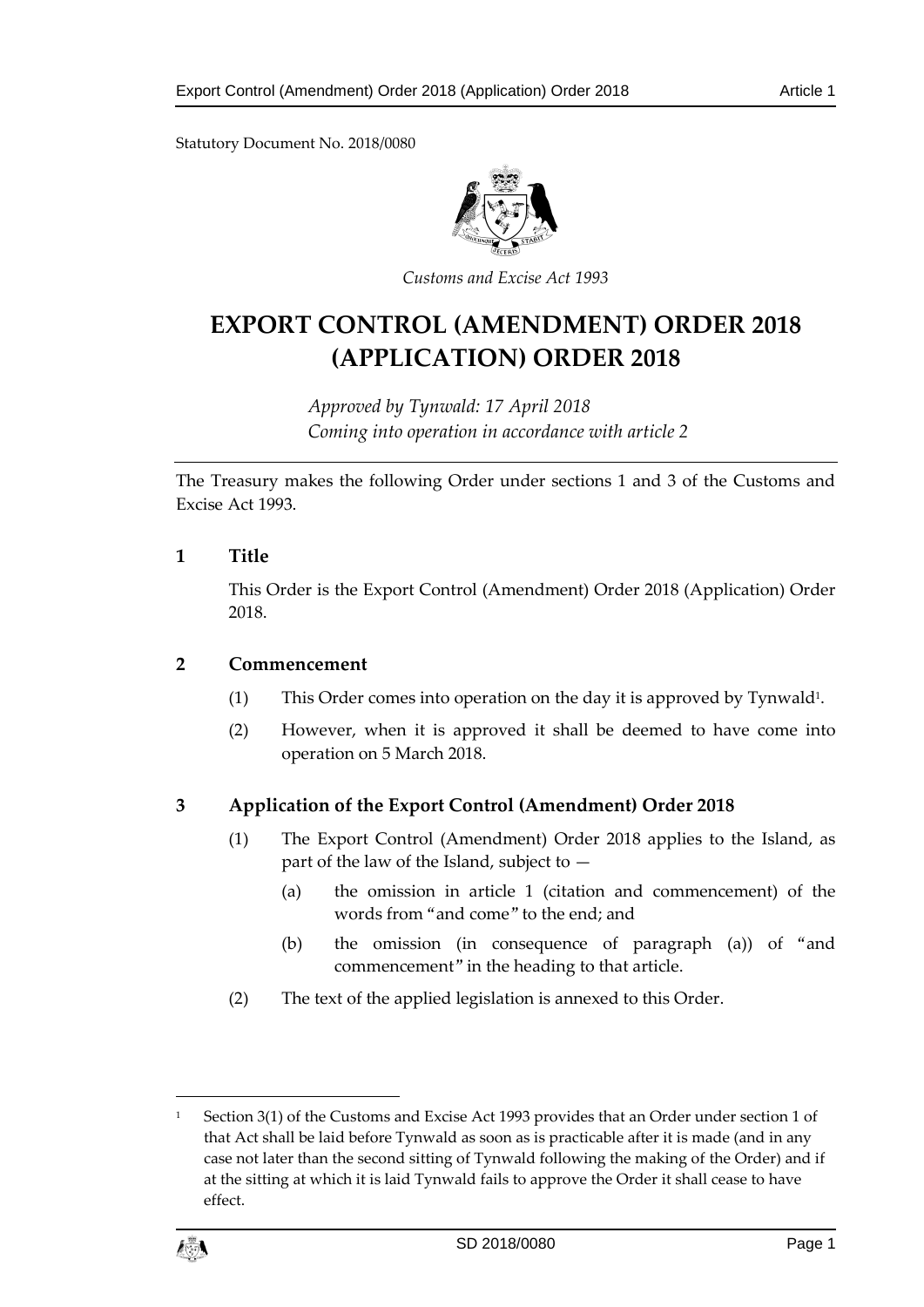Statutory Document No. 2018/0080

*Customs and Excise Act 1993*

# EXPORT CONTROL (AMENDMENT) ORDER 2018 (APPLICATION) ORDER 2018

*Approved by Tynwald: 17 April 2018*
*Coming into operation in accordance with article 2*

The Treasury makes the following Order under sections 1 and 3 of the Customs and Excise Act 1993.

## 1 Title

This Order is the Export Control (Amendment) Order 2018 (Application) Order 2018.

## 2 Commencement

(1) This Order comes into operation on the day it is approved by Tynwald[1].

(2) However, when it is approved it shall be deemed to have come into operation on 5 March 2018.

## 3 Application of the Export Control (Amendment) Order 2018

(1) The Export Control (Amendment) Order 2018 applies to the Island, as part of the law of the Island, subject to —

(a) the omission in article 1 (citation and commencement) of the words from "and come" to the end; and

(b) the omission (in consequence of paragraph (a)) of "and commencement" in the heading to that article.

(2) The text of the applied legislation is annexed to this Order.

---

[1] Section 3(1) of the Customs and Excise Act 1993 provides that an Order under section 1 of that Act shall be laid before Tynwald as soon as is practicable after it is made (and in any case not later than the second sitting of Tynwald following the making of the Order) and if at the sitting at which it is laid Tynwald fails to approve the Order it shall cease to have effect.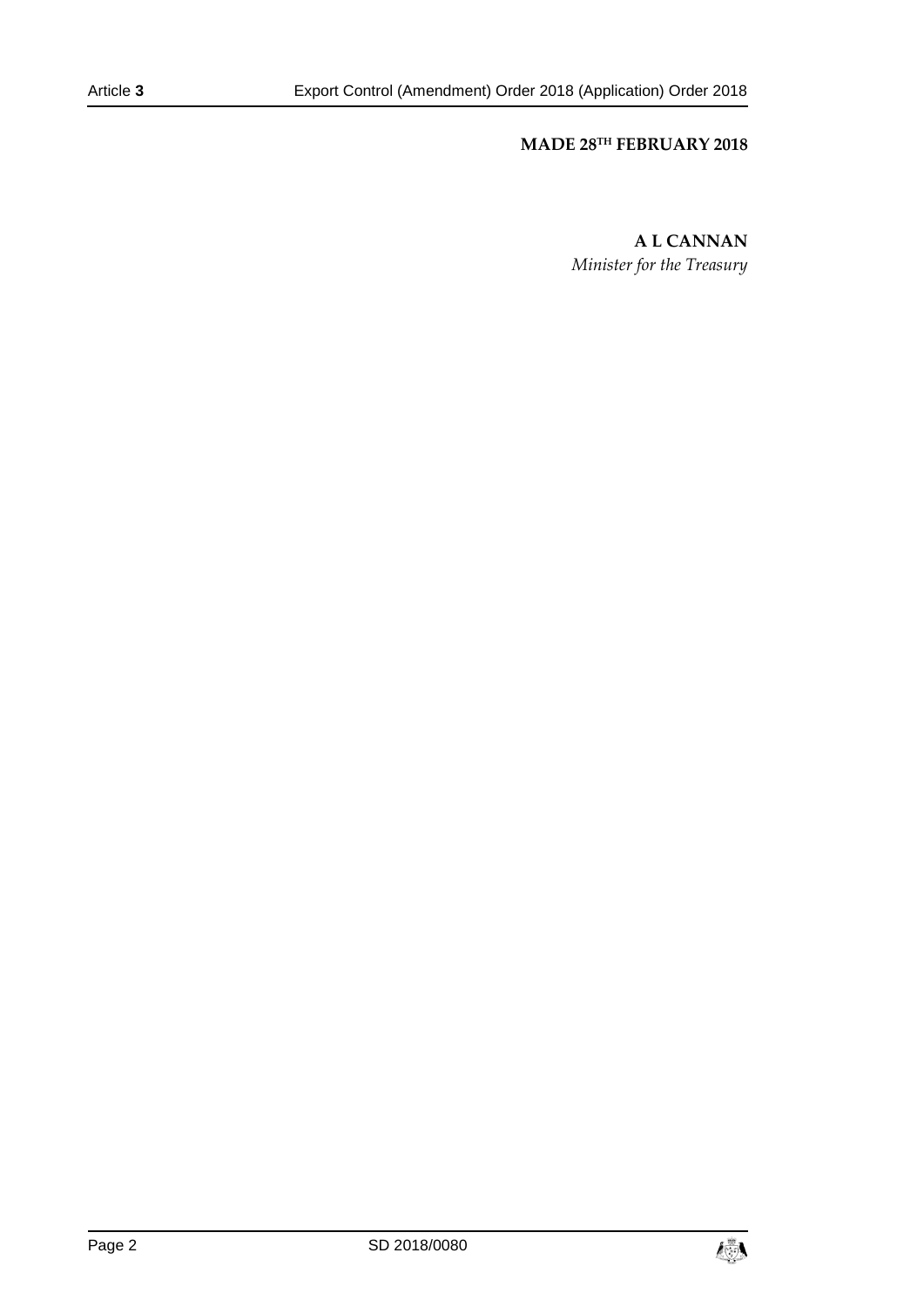**MADE 28TH FEBRUARY 2018**

**A L CANNAN**

*Minister for the Treasury*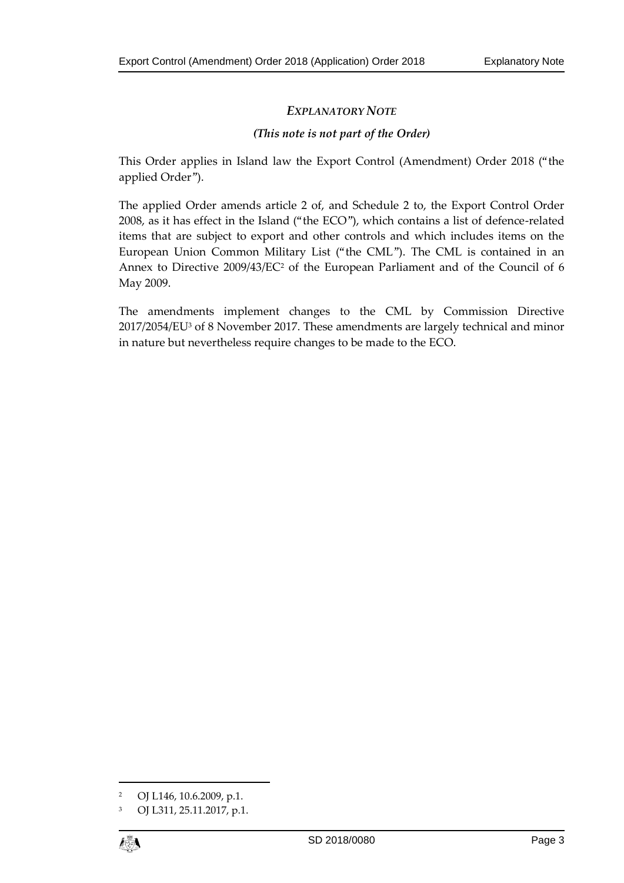## *EXPLANATORY NOTE*

***(This note is not part of the Order)***

This Order applies in Island law the Export Control (Amendment) Order 2018 ("the applied Order").

The applied Order amends article 2 of, and Schedule 2 to, the Export Control Order 2008, as it has effect in the Island ("the ECO"), which contains a list of defence-related items that are subject to export and other controls and which includes items on the European Union Common Military List ("the CML"). The CML is contained in an Annex to Directive 2009/43/EC[2] of the European Parliament and of the Council of 6 May 2009.

The amendments implement changes to the CML by Commission Directive 2017/2054/EU[3] of 8 November 2017. These amendments are largely technical and minor in nature but nevertheless require changes to be made to the ECO.

---

[2] OJ L146, 10.6.2009, p.1.

[3] OJ L311, 25.11.2017, p.1.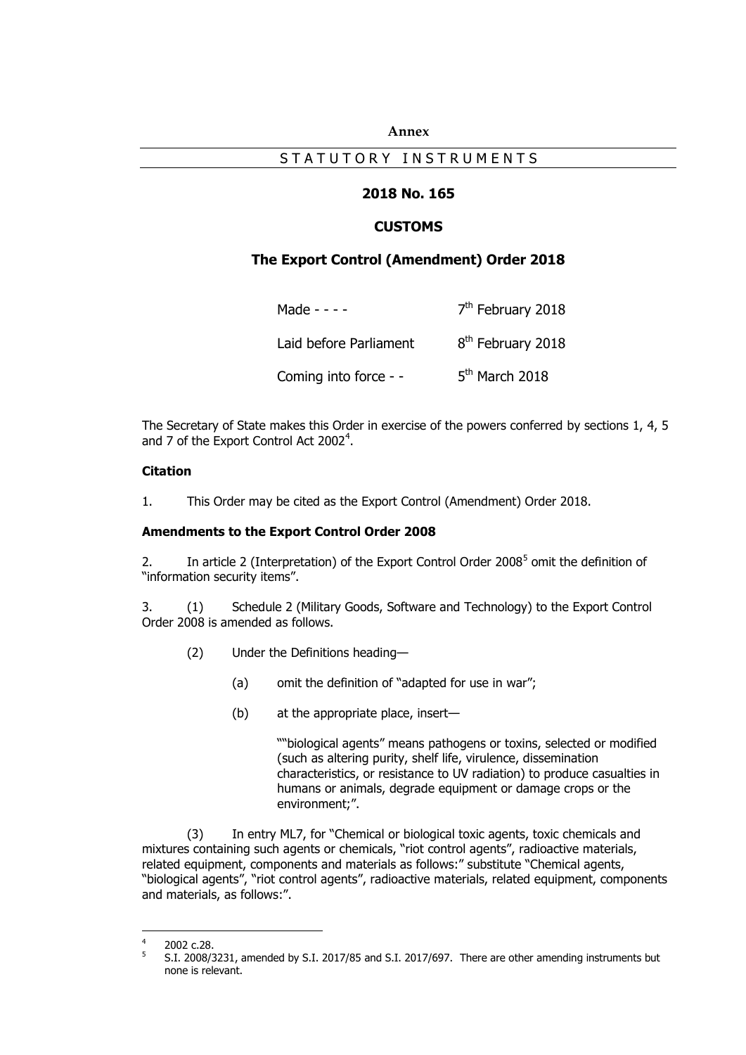**Annex**

STATUTORY INSTRUMENTS

## 2018 No. 165

## CUSTOMS

## The Export Control (Amendment) Order 2018

| | |
|---|---|
| Made - - - - | 7th February 2018 |
| Laid before Parliament | 8th February 2018 |
| Coming into force - - | 5th March 2018 |

The Secretary of State makes this Order in exercise of the powers conferred by sections 1, 4, 5 and 7 of the Export Control Act 2002[4].

### Citation

1. This Order may be cited as the Export Control (Amendment) Order 2018.

### Amendments to the Export Control Order 2008

2. In article 2 (Interpretation) of the Export Control Order 2008[5] omit the definition of "information security items".

3. (1) Schedule 2 (Military Goods, Software and Technology) to the Export Control Order 2008 is amended as follows.

(2) Under the Definitions heading—

(a) omit the definition of "adapted for use in war";

(b) at the appropriate place, insert—

""biological agents" means pathogens or toxins, selected or modified (such as altering purity, shelf life, virulence, dissemination characteristics, or resistance to UV radiation) to produce casualties in humans or animals, degrade equipment or damage crops or the environment;".

(3) In entry ML7, for "Chemical or biological toxic agents, toxic chemicals and mixtures containing such agents or chemicals, "riot control agents", radioactive materials, related equipment, components and materials as follows:" substitute "Chemical agents, "biological agents", "riot control agents", radioactive materials, related equipment, components and materials, as follows:".

---

[4] 2002 c.28.

[5] S.I. 2008/3231, amended by S.I. 2017/85 and S.I. 2017/697. There are other amending instruments but none is relevant.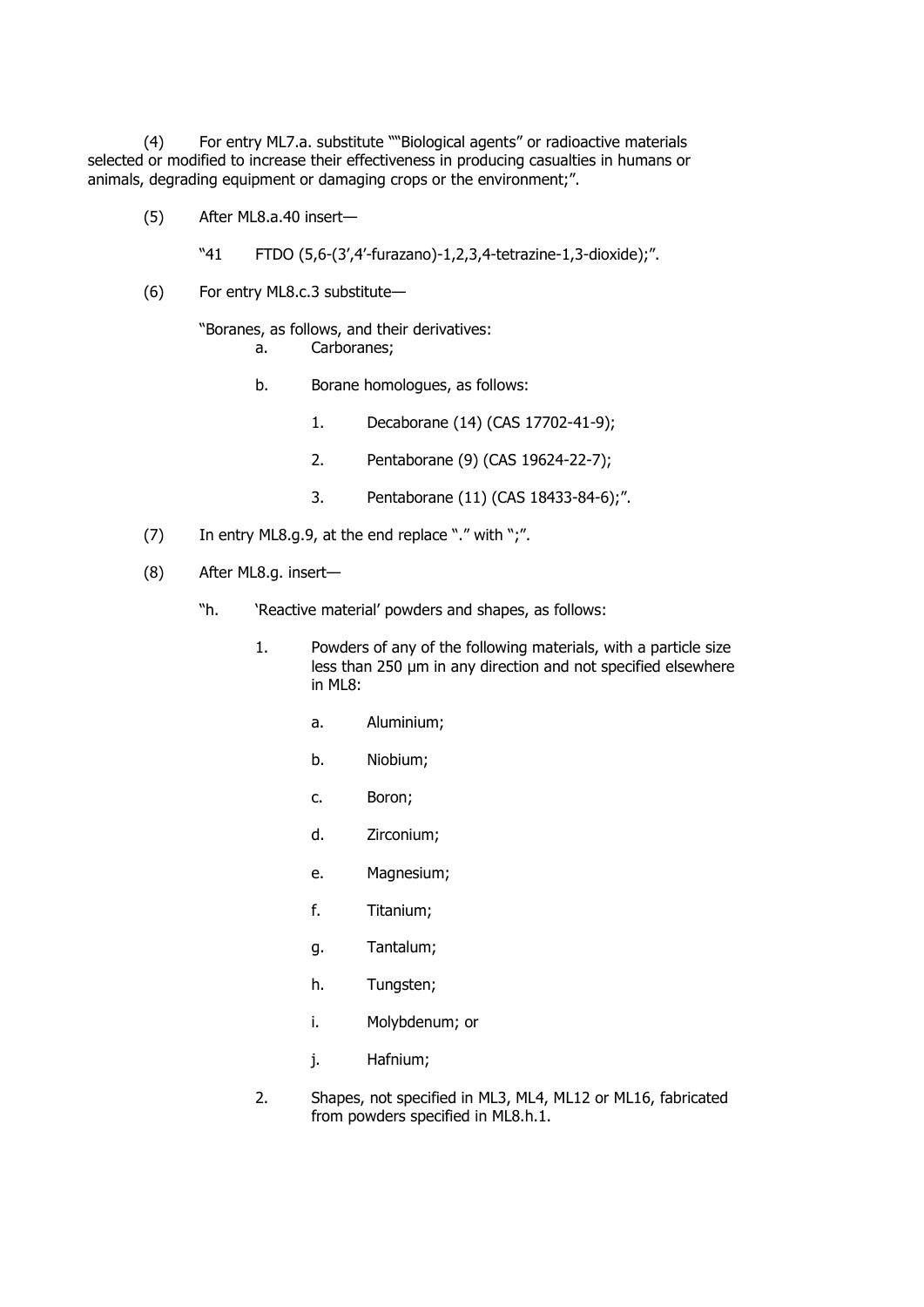(4) For entry ML7.a. substitute ""Biological agents" or radioactive materials selected or modified to increase their effectiveness in producing casualties in humans or animals, degrading equipment or damaging crops or the environment;".

(5) After ML8.a.40 insert—

"41 FTDO (5,6-(3',4'-furazano)-1,2,3,4-tetrazine-1,3-dioxide);".

(6) For entry ML8.c.3 substitute—

"Boranes, as follows, and their derivatives:

a. Carboranes;

b. Borane homologues, as follows:

1. Decaborane (14) (CAS 17702-41-9);

2. Pentaborane (9) (CAS 19624-22-7);

3. Pentaborane (11) (CAS 18433-84-6);".

(7) In entry ML8.g.9, at the end replace "." with ";".

(8) After ML8.g. insert—

"h. 'Reactive material' powders and shapes, as follows:

1. Powders of any of the following materials, with a particle size less than 250 µm in any direction and not specified elsewhere in ML8:

a. Aluminium;

b. Niobium;

c. Boron;

d. Zirconium;

e. Magnesium;

f. Titanium;

g. Tantalum;

h. Tungsten;

i. Molybdenum; or

j. Hafnium;

2. Shapes, not specified in ML3, ML4, ML12 or ML16, fabricated from powders specified in ML8.h.1.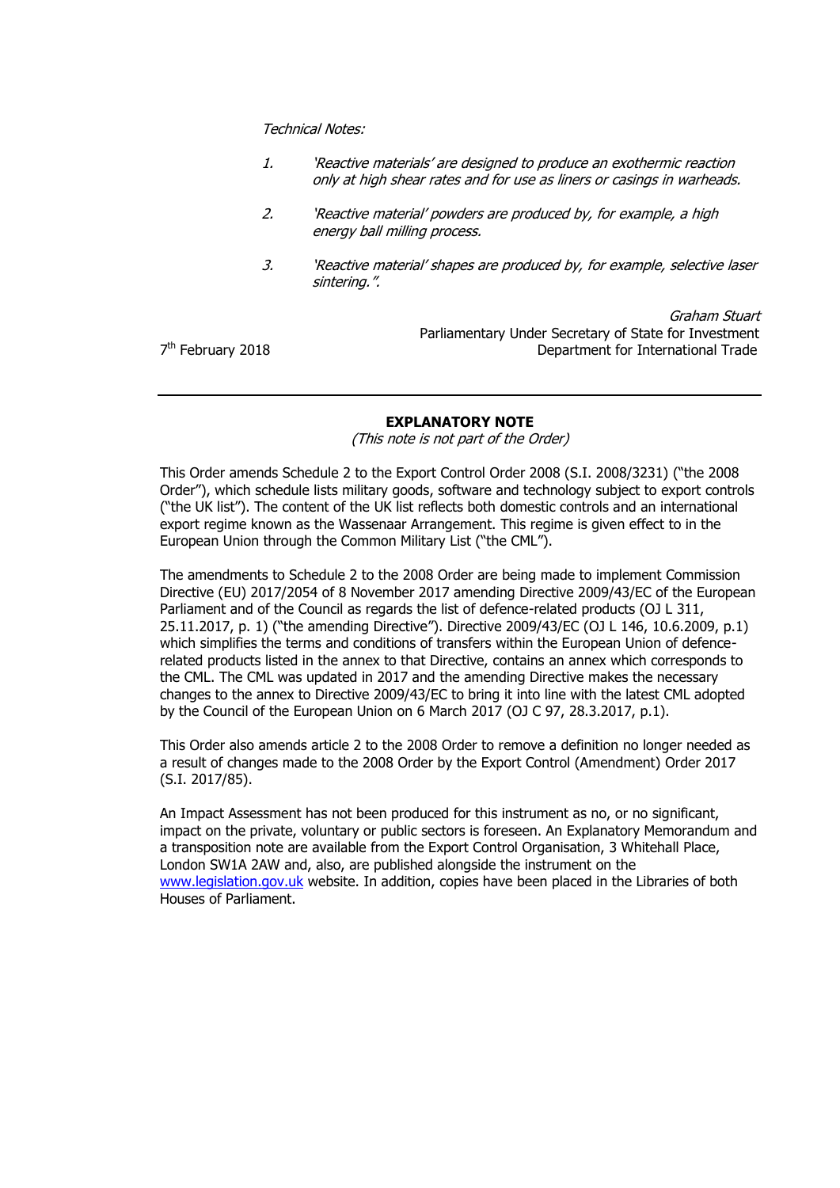*Technical Notes:*

1. *'Reactive materials' are designed to produce an exothermic reaction only at high shear rates and for use as liners or casings in warheads.*

2. *'Reactive material' powders are produced by, for example, a high energy ball milling process.*

3. *'Reactive material' shapes are produced by, for example, selective laser sintering.".*

*Graham Stuart*
Parliamentary Under Secretary of State for Investment
Department for International Trade

7th February 2018

---

**EXPLANATORY NOTE**

*(This note is not part of the Order)*

This Order amends Schedule 2 to the Export Control Order 2008 (S.I. 2008/3231) ("the 2008 Order"), which schedule lists military goods, software and technology subject to export controls ("the UK list"). The content of the UK list reflects both domestic controls and an international export regime known as the Wassenaar Arrangement. This regime is given effect to in the European Union through the Common Military List ("the CML").

The amendments to Schedule 2 to the 2008 Order are being made to implement Commission Directive (EU) 2017/2054 of 8 November 2017 amending Directive 2009/43/EC of the European Parliament and of the Council as regards the list of defence-related products (OJ L 311, 25.11.2017, p. 1) ("the amending Directive"). Directive 2009/43/EC (OJ L 146, 10.6.2009, p.1) which simplifies the terms and conditions of transfers within the European Union of defence-related products listed in the annex to that Directive, contains an annex which corresponds to the CML. The CML was updated in 2017 and the amending Directive makes the necessary changes to the annex to Directive 2009/43/EC to bring it into line with the latest CML adopted by the Council of the European Union on 6 March 2017 (OJ C 97, 28.3.2017, p.1).

This Order also amends article 2 to the 2008 Order to remove a definition no longer needed as a result of changes made to the 2008 Order by the Export Control (Amendment) Order 2017 (S.I. 2017/85).

An Impact Assessment has not been produced for this instrument as no, or no significant, impact on the private, voluntary or public sectors is foreseen. An Explanatory Memorandum and a transposition note are available from the Export Control Organisation, 3 Whitehall Place, London SW1A 2AW and, also, are published alongside the instrument on the www.legislation.gov.uk website. In addition, copies have been placed in the Libraries of both Houses of Parliament.